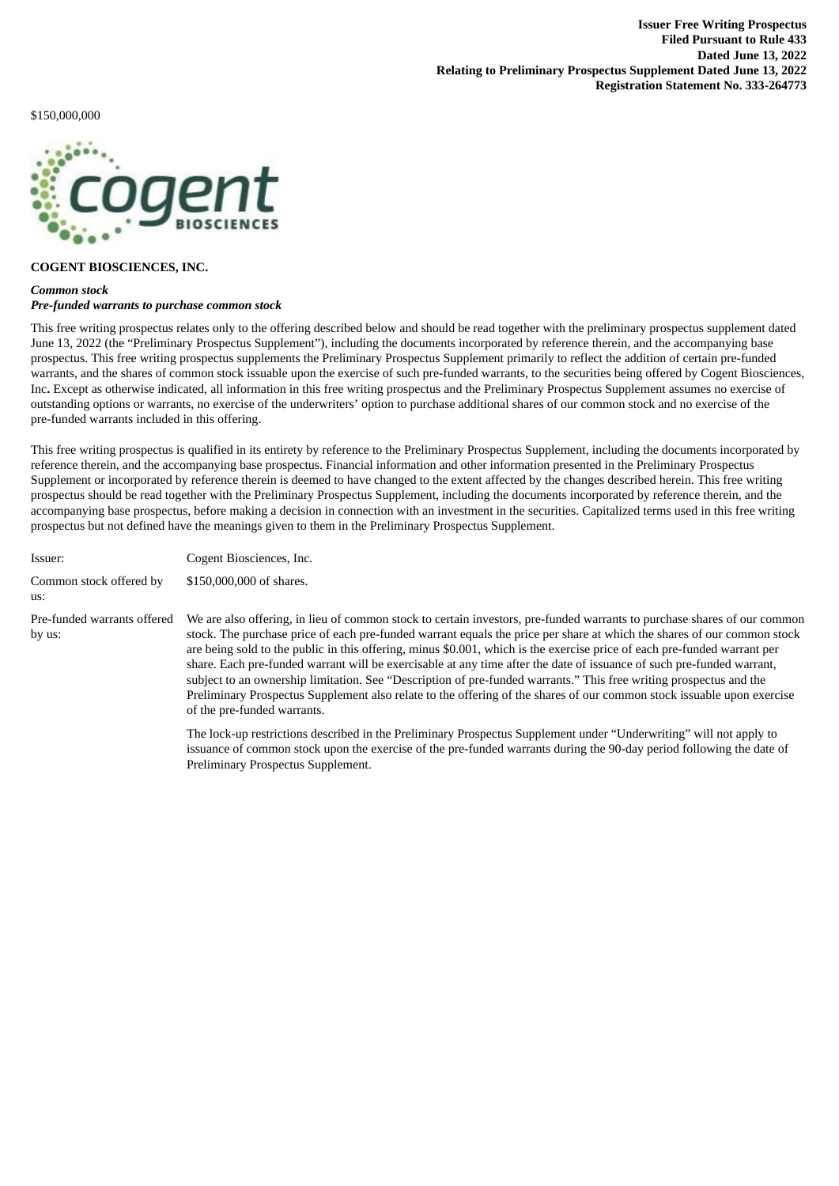**Issuer Free Writing Prospectus**
**Filed Pursuant to Rule 433**
**Dated June 13, 2022**
**Relating to Preliminary Prospectus Supplement Dated June 13, 2022**
**Registration Statement No. 333-264773**

$150,000,000

**COGENT BIOSCIENCES, INC.**

***Common stock***
***Pre-funded warrants to purchase common stock***

This free writing prospectus relates only to the offering described below and should be read together with the preliminary prospectus supplement dated June 13, 2022 (the "Preliminary Prospectus Supplement"), including the documents incorporated by reference therein, and the accompanying base prospectus. This free writing prospectus supplements the Preliminary Prospectus Supplement primarily to reflect the addition of certain pre-funded warrants, and the shares of common stock issuable upon the exercise of such pre-funded warrants, to the securities being offered by Cogent Biosciences, Inc**.** Except as otherwise indicated, all information in this free writing prospectus and the Preliminary Prospectus Supplement assumes no exercise of outstanding options or warrants, no exercise of the underwriters' option to purchase additional shares of our common stock and no exercise of the pre-funded warrants included in this offering.

This free writing prospectus is qualified in its entirety by reference to the Preliminary Prospectus Supplement, including the documents incorporated by reference therein, and the accompanying base prospectus. Financial information and other information presented in the Preliminary Prospectus Supplement or incorporated by reference therein is deemed to have changed to the extent affected by the changes described herein. This free writing prospectus should be read together with the Preliminary Prospectus Supplement, including the documents incorporated by reference therein, and the accompanying base prospectus, before making a decision in connection with an investment in the securities. Capitalized terms used in this free writing prospectus but not defined have the meanings given to them in the Preliminary Prospectus Supplement.

| | |
|---|---|
| Issuer: | Cogent Biosciences, Inc. |
| Common stock offered by us: | $150,000,000 of shares. |
| Pre-funded warrants offered by us: | We are also offering, in lieu of common stock to certain investors, pre-funded warrants to purchase shares of our common stock. The purchase price of each pre-funded warrant equals the price per share at which the shares of our common stock are being sold to the public in this offering, minus $0.001, which is the exercise price of each pre-funded warrant per share. Each pre-funded warrant will be exercisable at any time after the date of issuance of such pre-funded warrant, subject to an ownership limitation. See "Description of pre-funded warrants." This free writing prospectus and the Preliminary Prospectus Supplement also relate to the offering of the shares of our common stock issuable upon exercise of the pre-funded warrants.<br><br>The lock-up restrictions described in the Preliminary Prospectus Supplement under "Underwriting" will not apply to issuance of common stock upon the exercise of the pre-funded warrants during the 90-day period following the date of Preliminary Prospectus Supplement. |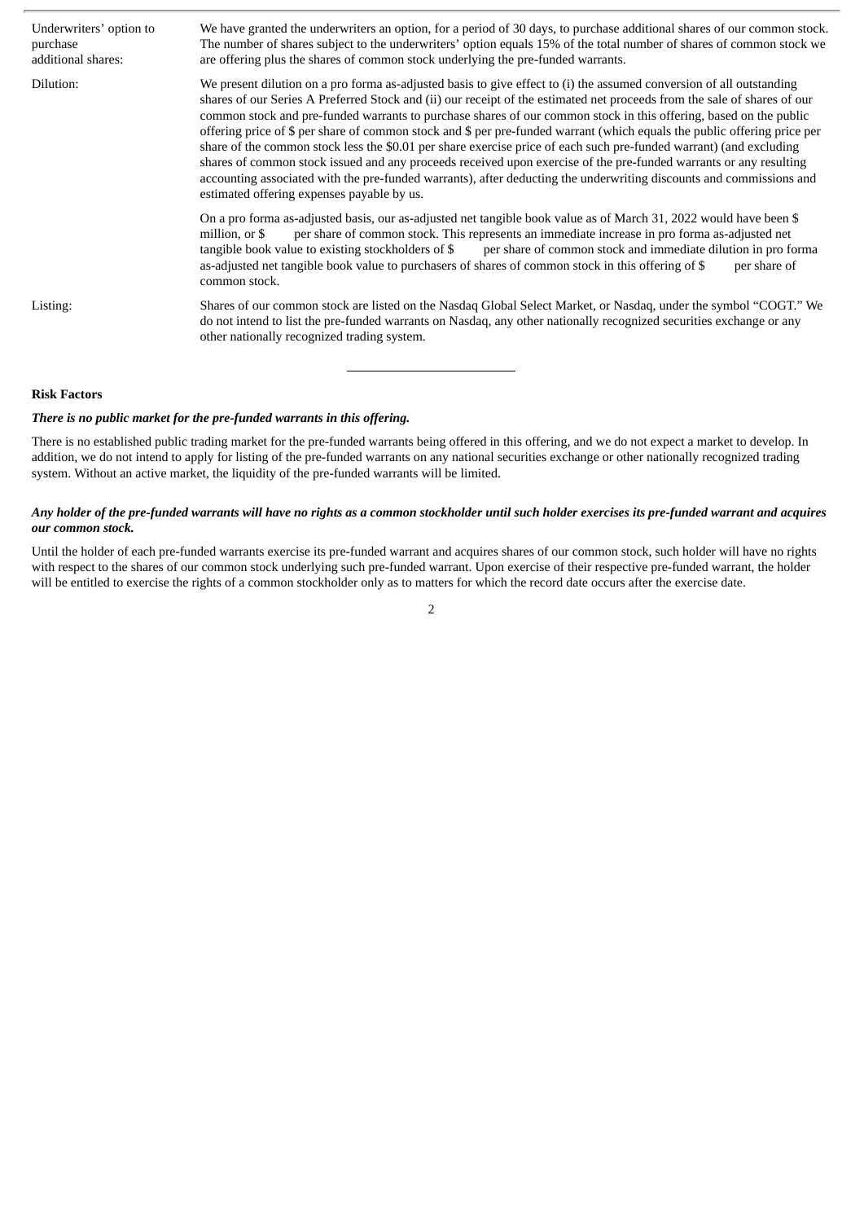| | |
|---|---|
| Underwriters' option to purchase additional shares: | We have granted the underwriters an option, for a period of 30 days, to purchase additional shares of our common stock. The number of shares subject to the underwriters' option equals 15% of the total number of shares of common stock we are offering plus the shares of common stock underlying the pre-funded warrants. |
| Dilution: | We present dilution on a pro forma as-adjusted basis to give effect to (i) the assumed conversion of all outstanding shares of our Series A Preferred Stock and (ii) our receipt of the estimated net proceeds from the sale of shares of our common stock and pre-funded warrants to purchase shares of our common stock in this offering, based on the public offering price of $ per share of common stock and $ per pre-funded warrant (which equals the public offering price per share of the common stock less the $0.01 per share exercise price of each such pre-funded warrant) (and excluding shares of common stock issued and any proceeds received upon exercise of the pre-funded warrants or any resulting accounting associated with the pre-funded warrants), after deducting the underwriting discounts and commissions and estimated offering expenses payable by us. |
| | On a pro forma as-adjusted basis, our as-adjusted net tangible book value as of March 31, 2022 would have been $ million, or $ per share of common stock. This represents an immediate increase in pro forma as-adjusted net tangible book value to existing stockholders of $ per share of common stock and immediate dilution in pro forma as-adjusted net tangible book value to purchasers of shares of common stock in this offering of $ per share of common stock. |
| Listing: | Shares of our common stock are listed on the Nasdaq Global Select Market, or Nasdaq, under the symbol "COGT." We do not intend to list the pre-funded warrants on Nasdaq, any other nationally recognized securities exchange or any other nationally recognized trading system. |

**Risk Factors**

***There is no public market for the pre-funded warrants in this offering.***

There is no established public trading market for the pre-funded warrants being offered in this offering, and we do not expect a market to develop. In addition, we do not intend to apply for listing of the pre-funded warrants on any national securities exchange or other nationally recognized trading system. Without an active market, the liquidity of the pre-funded warrants will be limited.

***Any holder of the pre-funded warrants will have no rights as a common stockholder until such holder exercises its pre-funded warrant and acquires our common stock.***

Until the holder of each pre-funded warrants exercise its pre-funded warrant and acquires shares of our common stock, such holder will have no rights with respect to the shares of our common stock underlying such pre-funded warrant. Upon exercise of their respective pre-funded warrant, the holder will be entitled to exercise the rights of a common stockholder only as to matters for which the record date occurs after the exercise date.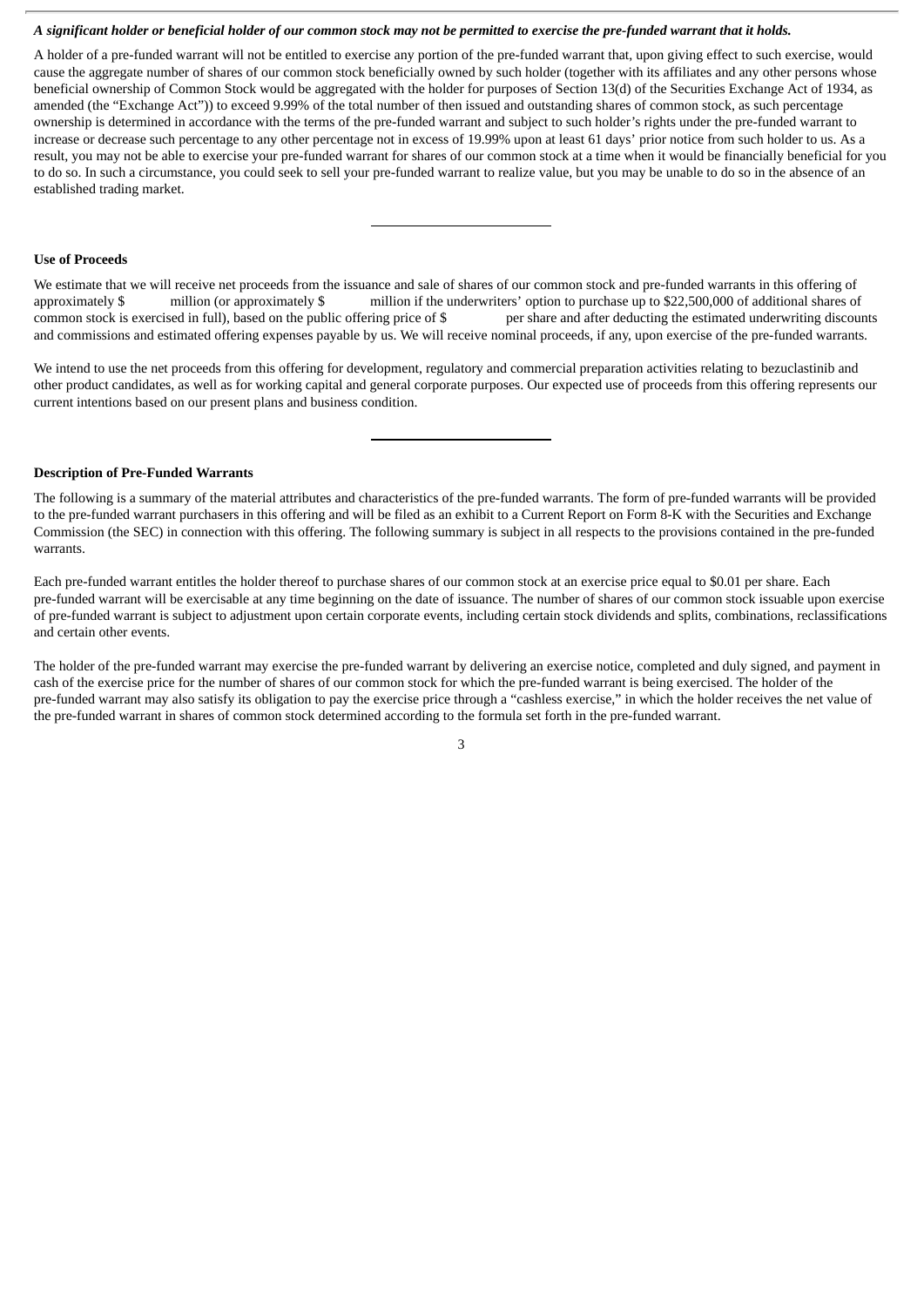***A significant holder or beneficial holder of our common stock may not be permitted to exercise the pre-funded warrant that it holds.***

A holder of a pre-funded warrant will not be entitled to exercise any portion of the pre-funded warrant that, upon giving effect to such exercise, would cause the aggregate number of shares of our common stock beneficially owned by such holder (together with its affiliates and any other persons whose beneficial ownership of Common Stock would be aggregated with the holder for purposes of Section 13(d) of the Securities Exchange Act of 1934, as amended (the "Exchange Act")) to exceed 9.99% of the total number of then issued and outstanding shares of common stock, as such percentage ownership is determined in accordance with the terms of the pre-funded warrant and subject to such holder's rights under the pre-funded warrant to increase or decrease such percentage to any other percentage not in excess of 19.99% upon at least 61 days' prior notice from such holder to us. As a result, you may not be able to exercise your pre-funded warrant for shares of our common stock at a time when it would be financially beneficial for you to do so. In such a circumstance, you could seek to sell your pre-funded warrant to realize value, but you may be unable to do so in the absence of an established trading market.

---

**Use of Proceeds**

We estimate that we will receive net proceeds from the issuance and sale of shares of our common stock and pre-funded warrants in this offering of approximately $ million (or approximately $ million if the underwriters' option to purchase up to $22,500,000 of additional shares of common stock is exercised in full), based on the public offering price of $ per share and after deducting the estimated underwriting discounts and commissions and estimated offering expenses payable by us. We will receive nominal proceeds, if any, upon exercise of the pre-funded warrants.

We intend to use the net proceeds from this offering for development, regulatory and commercial preparation activities relating to bezuclastinib and other product candidates, as well as for working capital and general corporate purposes. Our expected use of proceeds from this offering represents our current intentions based on our present plans and business condition.

---

**Description of Pre-Funded Warrants**

The following is a summary of the material attributes and characteristics of the pre-funded warrants. The form of pre-funded warrants will be provided to the pre-funded warrant purchasers in this offering and will be filed as an exhibit to a Current Report on Form 8-K with the Securities and Exchange Commission (the SEC) in connection with this offering. The following summary is subject in all respects to the provisions contained in the pre-funded warrants.

Each pre-funded warrant entitles the holder thereof to purchase shares of our common stock at an exercise price equal to $0.01 per share. Each pre-funded warrant will be exercisable at any time beginning on the date of issuance. The number of shares of our common stock issuable upon exercise of pre-funded warrant is subject to adjustment upon certain corporate events, including certain stock dividends and splits, combinations, reclassifications and certain other events.

The holder of the pre-funded warrant may exercise the pre-funded warrant by delivering an exercise notice, completed and duly signed, and payment in cash of the exercise price for the number of shares of our common stock for which the pre-funded warrant is being exercised. The holder of the pre-funded warrant may also satisfy its obligation to pay the exercise price through a "cashless exercise," in which the holder receives the net value of the pre-funded warrant in shares of common stock determined according to the formula set forth in the pre-funded warrant.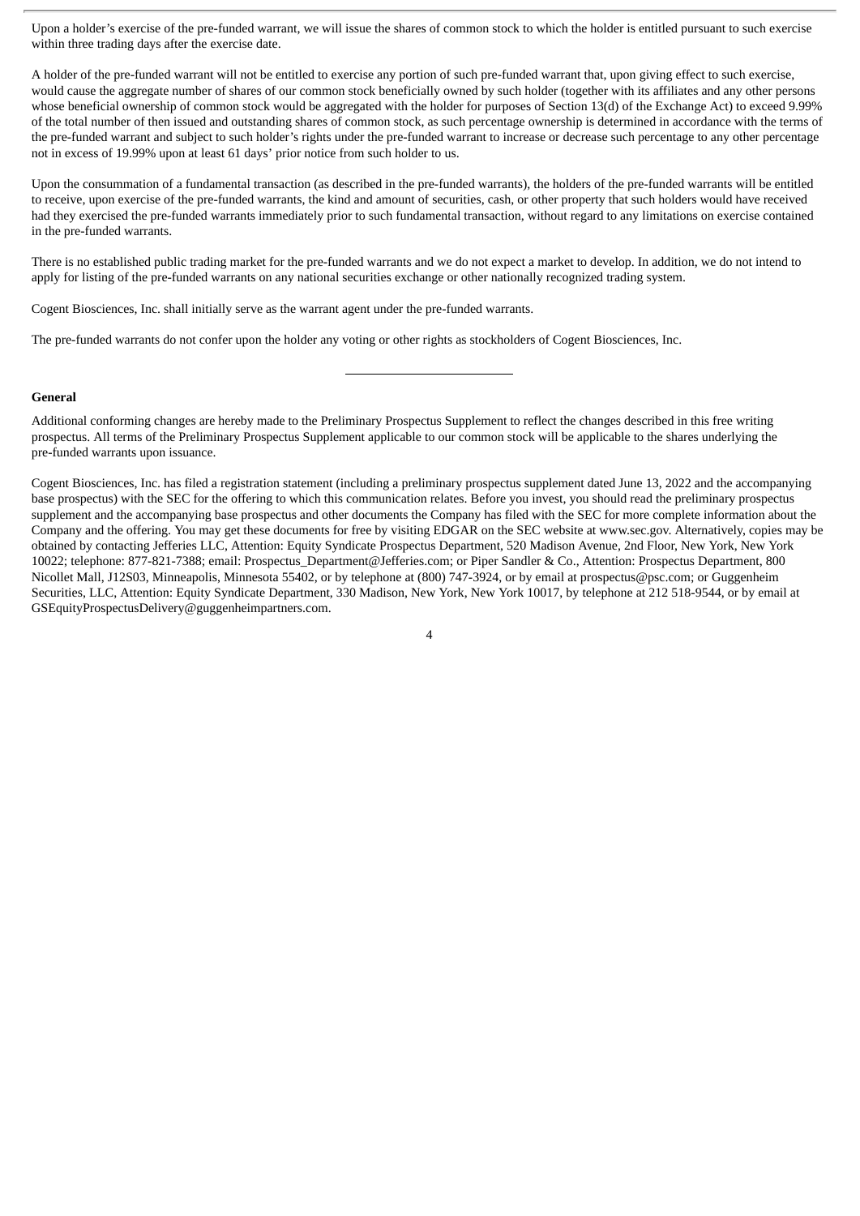Upon a holder's exercise of the pre-funded warrant, we will issue the shares of common stock to which the holder is entitled pursuant to such exercise within three trading days after the exercise date.

A holder of the pre-funded warrant will not be entitled to exercise any portion of such pre-funded warrant that, upon giving effect to such exercise, would cause the aggregate number of shares of our common stock beneficially owned by such holder (together with its affiliates and any other persons whose beneficial ownership of common stock would be aggregated with the holder for purposes of Section 13(d) of the Exchange Act) to exceed 9.99% of the total number of then issued and outstanding shares of common stock, as such percentage ownership is determined in accordance with the terms of the pre-funded warrant and subject to such holder's rights under the pre-funded warrant to increase or decrease such percentage to any other percentage not in excess of 19.99% upon at least 61 days' prior notice from such holder to us.

Upon the consummation of a fundamental transaction (as described in the pre-funded warrants), the holders of the pre-funded warrants will be entitled to receive, upon exercise of the pre-funded warrants, the kind and amount of securities, cash, or other property that such holders would have received had they exercised the pre-funded warrants immediately prior to such fundamental transaction, without regard to any limitations on exercise contained in the pre-funded warrants.

There is no established public trading market for the pre-funded warrants and we do not expect a market to develop. In addition, we do not intend to apply for listing of the pre-funded warrants on any national securities exchange or other nationally recognized trading system.

Cogent Biosciences, Inc. shall initially serve as the warrant agent under the pre-funded warrants.

The pre-funded warrants do not confer upon the holder any voting or other rights as stockholders of Cogent Biosciences, Inc.

---

**General**

Additional conforming changes are hereby made to the Preliminary Prospectus Supplement to reflect the changes described in this free writing prospectus. All terms of the Preliminary Prospectus Supplement applicable to our common stock will be applicable to the shares underlying the pre-funded warrants upon issuance.

Cogent Biosciences, Inc. has filed a registration statement (including a preliminary prospectus supplement dated June 13, 2022 and the accompanying base prospectus) with the SEC for the offering to which this communication relates. Before you invest, you should read the preliminary prospectus supplement and the accompanying base prospectus and other documents the Company has filed with the SEC for more complete information about the Company and the offering. You may get these documents for free by visiting EDGAR on the SEC website at www.sec.gov. Alternatively, copies may be obtained by contacting Jefferies LLC, Attention: Equity Syndicate Prospectus Department, 520 Madison Avenue, 2nd Floor, New York, New York 10022; telephone: 877-821-7388; email: Prospectus_Department@Jefferies.com; or Piper Sandler & Co., Attention: Prospectus Department, 800 Nicollet Mall, J12S03, Minneapolis, Minnesota 55402, or by telephone at (800) 747-3924, or by email at prospectus@psc.com; or Guggenheim Securities, LLC, Attention: Equity Syndicate Department, 330 Madison, New York, New York 10017, by telephone at 212 518-9544, or by email at GSEquityProspectusDelivery@guggenheimpartners.com.